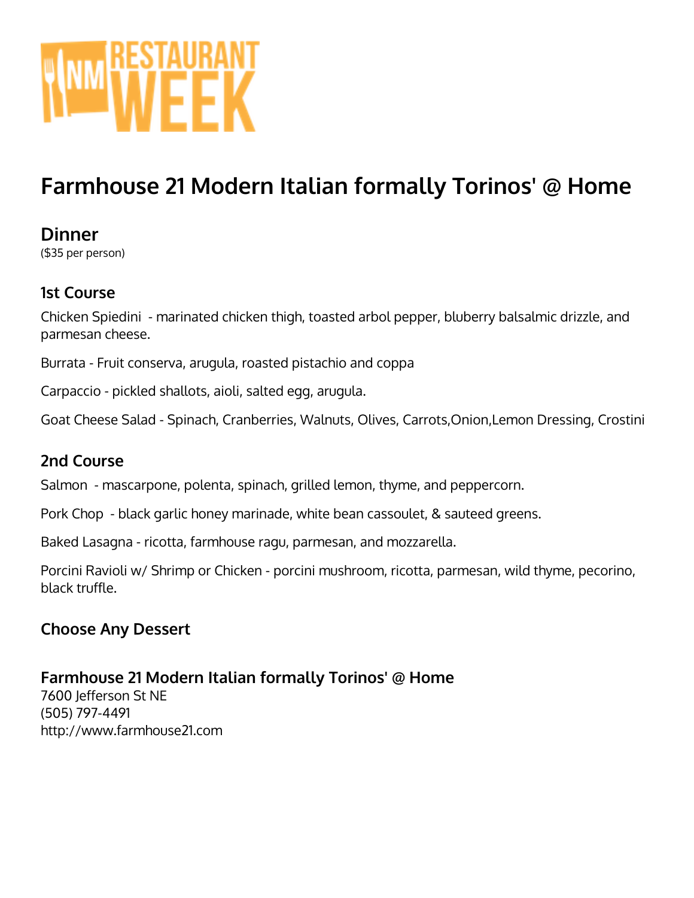# Farmhouse 21 Modern Italian formally Torinos' @ Home

## Dinner

($35 per person)

### 1st Course

Chicken Spiedini - marinated chicken thigh, toasted arbol pepper, bluberry balsalmic drizzle, and parmesan cheese.

Burrata - Fruit conserva, arugula, roasted pistachio and coppa

Carpaccio - pickled shallots, aioli, salted egg, arugula.

Goat Cheese Salad - Spinach, Cranberries, Walnuts, Olives, Carrots,Onion,Lemon Dressing, Crostini

### 2nd Course

Salmon - mascarpone, polenta, spinach, grilled lemon, thyme, and peppercorn.

Pork Chop - black garlic honey marinade, white bean cassoulet, & sauteed greens.

Baked Lasagna - ricotta, farmhouse ragu, parmesan, and mozzarella.

Porcini Ravioli w/ Shrimp or Chicken - porcini mushroom, ricotta, parmesan, wild thyme, pecorino, black truffle.

### Choose Any Dessert

**Farmhouse 21 Modern Italian formally Torinos' @ Home**
7600 Jefferson St NE
(505) 797-4491
http://www.farmhouse21.com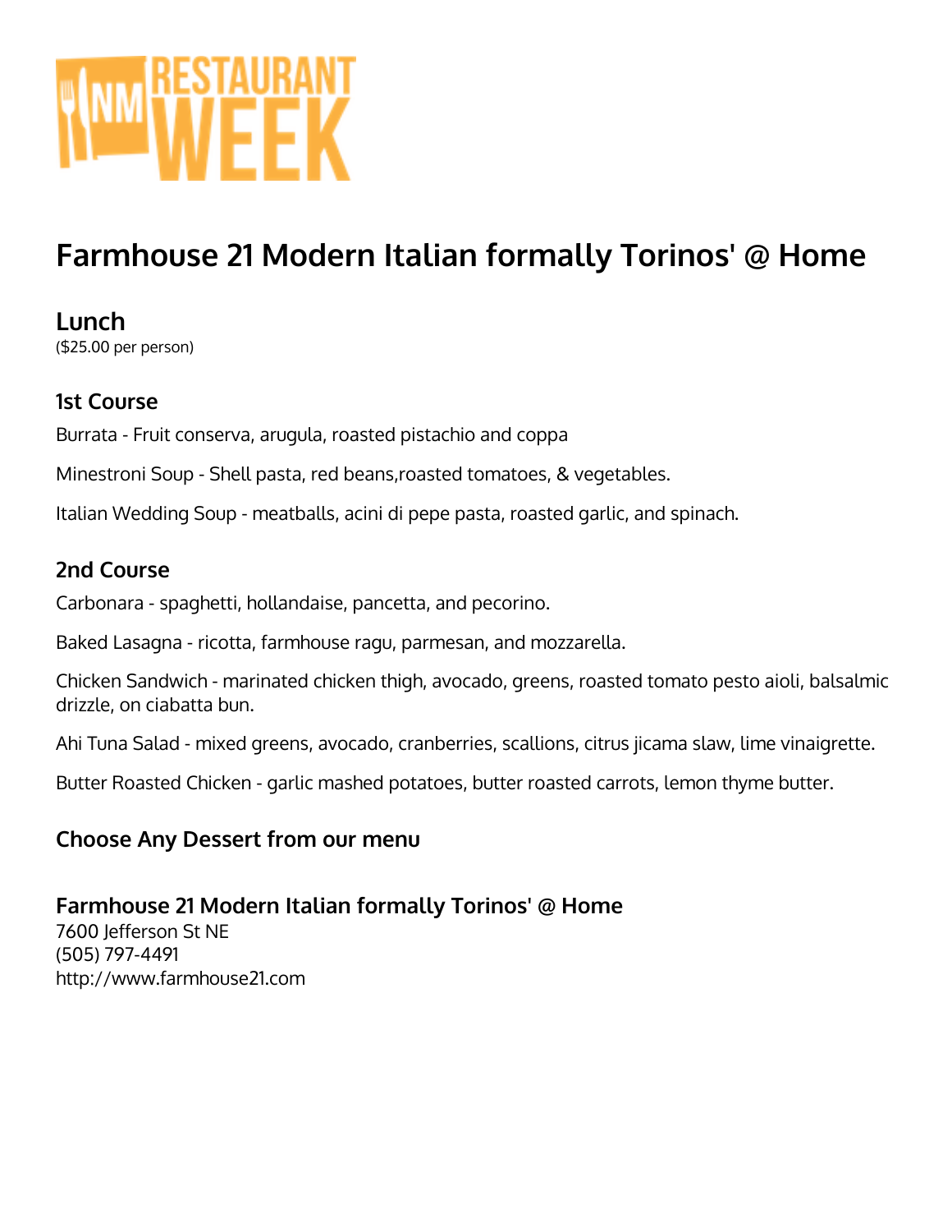NM RESTAURANT WEEK

# Farmhouse 21 Modern Italian formally Torinos' @ Home

## Lunch

($25.00 per person)

### 1st Course

Burrata - Fruit conserva, arugula, roasted pistachio and coppa

Minestroni Soup - Shell pasta, red beans,roasted tomatoes, & vegetables.

Italian Wedding Soup - meatballs, acini di pepe pasta, roasted garlic, and spinach.

### 2nd Course

Carbonara - spaghetti, hollandaise, pancetta, and pecorino.

Baked Lasagna - ricotta, farmhouse ragu, parmesan, and mozzarella.

Chicken Sandwich - marinated chicken thigh, avocado, greens, roasted tomato pesto aioli, balsalmic drizzle, on ciabatta bun.

Ahi Tuna Salad - mixed greens, avocado, cranberries, scallions, citrus jicama slaw, lime vinaigrette.

Butter Roasted Chicken - garlic mashed potatoes, butter roasted carrots, lemon thyme butter.

### Choose Any Dessert from our menu

**Farmhouse 21 Modern Italian formally Torinos' @ Home**
7600 Jefferson St NE
(505) 797-4491
http://www.farmhouse21.com